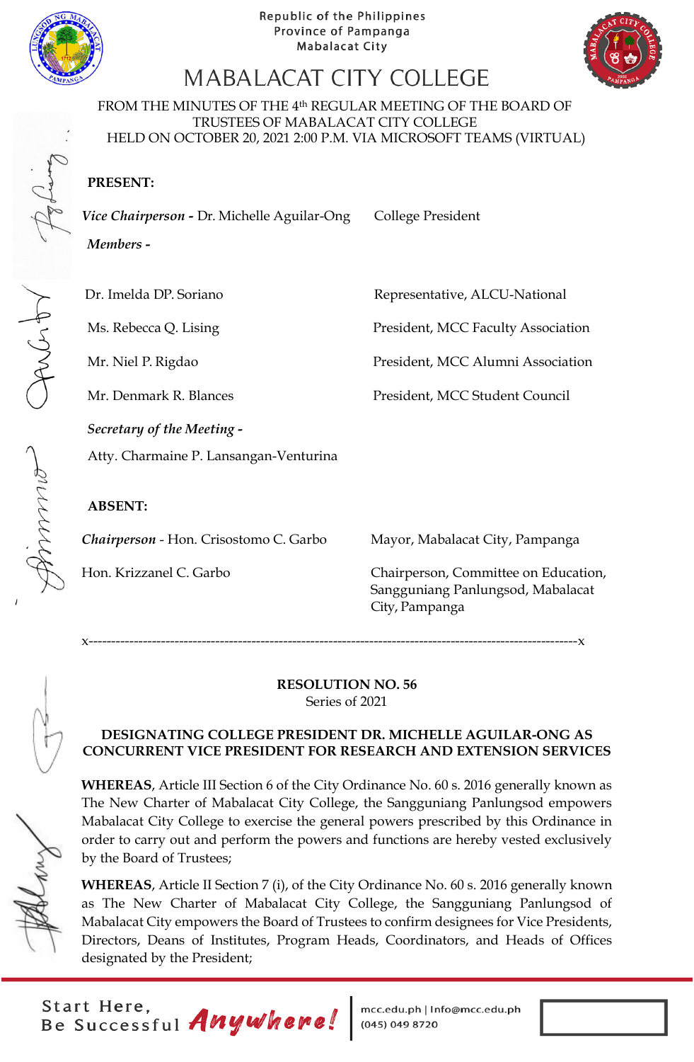Republic of the Philippines
Province of Pampanga
Mabalacat City

# MABALACAT CITY COLLEGE

FROM THE MINUTES OF THE 4th REGULAR MEETING OF THE BOARD OF TRUSTEES OF MABALACAT CITY COLLEGE
HELD ON OCTOBER 20, 2021 2:00 P.M. VIA MICROSOFT TEAMS (VIRTUAL)

**PRESENT:**

***Vice Chairperson -*** Dr. Michelle Aguilar-Ong — College President

***Members -***

| | |
|---|---|
| Dr. Imelda DP. Soriano | Representative, ALCU-National |
| Ms. Rebecca Q. Lising | President, MCC Faculty Association |
| Mr. Niel P. Rigdao | President, MCC Alumni Association |
| Mr. Denmark R. Blances | President, MCC Student Council |

***Secretary of the Meeting -***

Atty. Charmaine P. Lansangan-Venturina

**ABSENT:**

| | |
|---|---|
| ***Chairperson*** - Hon. Crisostomo C. Garbo | Mayor, Mabalacat City, Pampanga |
| Hon. Krizzanel C. Garbo | Chairperson, Committee on Education, Sangguniang Panlungsod, Mabalacat City, Pampanga |

x----------------------------------------------------------------------------------------------------------x

**RESOLUTION NO. 56**
Series of 2021

**DESIGNATING COLLEGE PRESIDENT DR. MICHELLE AGUILAR-ONG AS CONCURRENT VICE PRESIDENT FOR RESEARCH AND EXTENSION SERVICES**

**WHEREAS**, Article III Section 6 of the City Ordinance No. 60 s. 2016 generally known as The New Charter of Mabalacat City College, the Sangguniang Panlungsod empowers Mabalacat City College to exercise the general powers prescribed by this Ordinance in order to carry out and perform the powers and functions are hereby vested exclusively by the Board of Trustees;

**WHEREAS**, Article II Section 7 (i), of the City Ordinance No. 60 s. 2016 generally known as The New Charter of Mabalacat City College, the Sangguniang Panlungsod of Mabalacat City empowers the Board of Trustees to confirm designees for Vice Presidents, Directors, Deans of Institutes, Program Heads, Coordinators, and Heads of Offices designated by the President;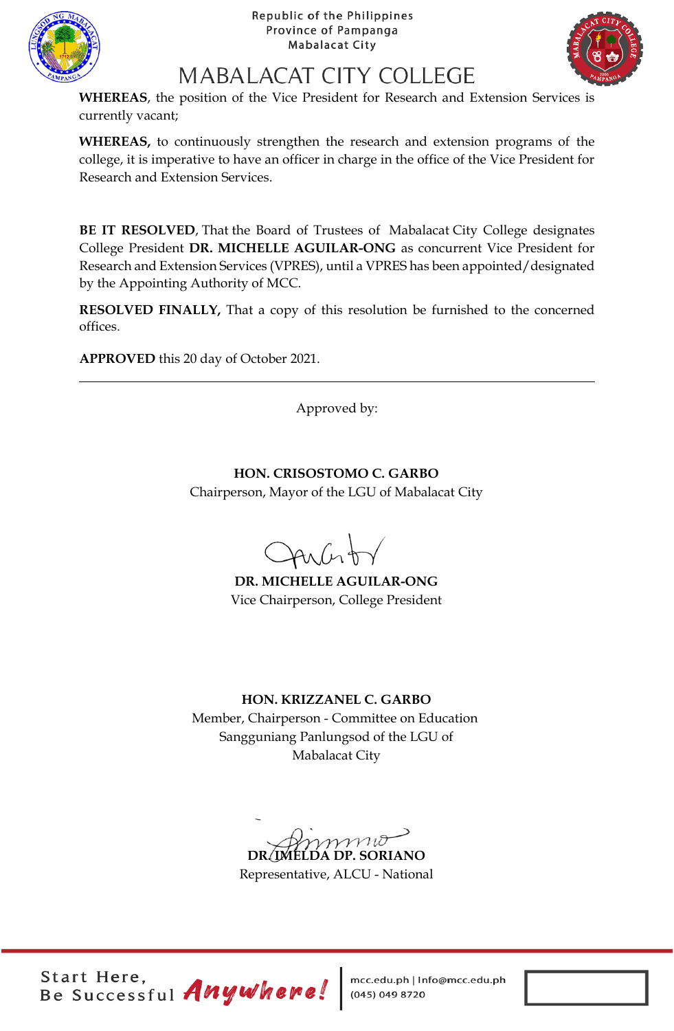**WHEREAS**, the position of the Vice President for Research and Extension Services is currently vacant;

**WHEREAS,** to continuously strengthen the research and extension programs of the college, it is imperative to have an officer in charge in the office of the Vice President for Research and Extension Services.

**BE IT RESOLVED**, That the Board of Trustees of Mabalacat City College designates College President **DR. MICHELLE AGUILAR-ONG** as concurrent Vice President for Research and Extension Services (VPRES), until a VPRES has been appointed/designated by the Appointing Authority of MCC.

**RESOLVED FINALLY,** That a copy of this resolution be furnished to the concerned offices.

**APPROVED** this 20 day of October 2021.

---

Approved by:

**HON. CRISOSTOMO C. GARBO**
Chairperson, Mayor of the LGU of Mabalacat City

**DR. MICHELLE AGUILAR-ONG**
Vice Chairperson, College President

**HON. KRIZZANEL C. GARBO**
Member, Chairperson - Committee on Education
Sangguniang Panlungsod of the LGU of
Mabalacat City

**DR. IMELDA DP. SORIANO**
Representative, ALCU - National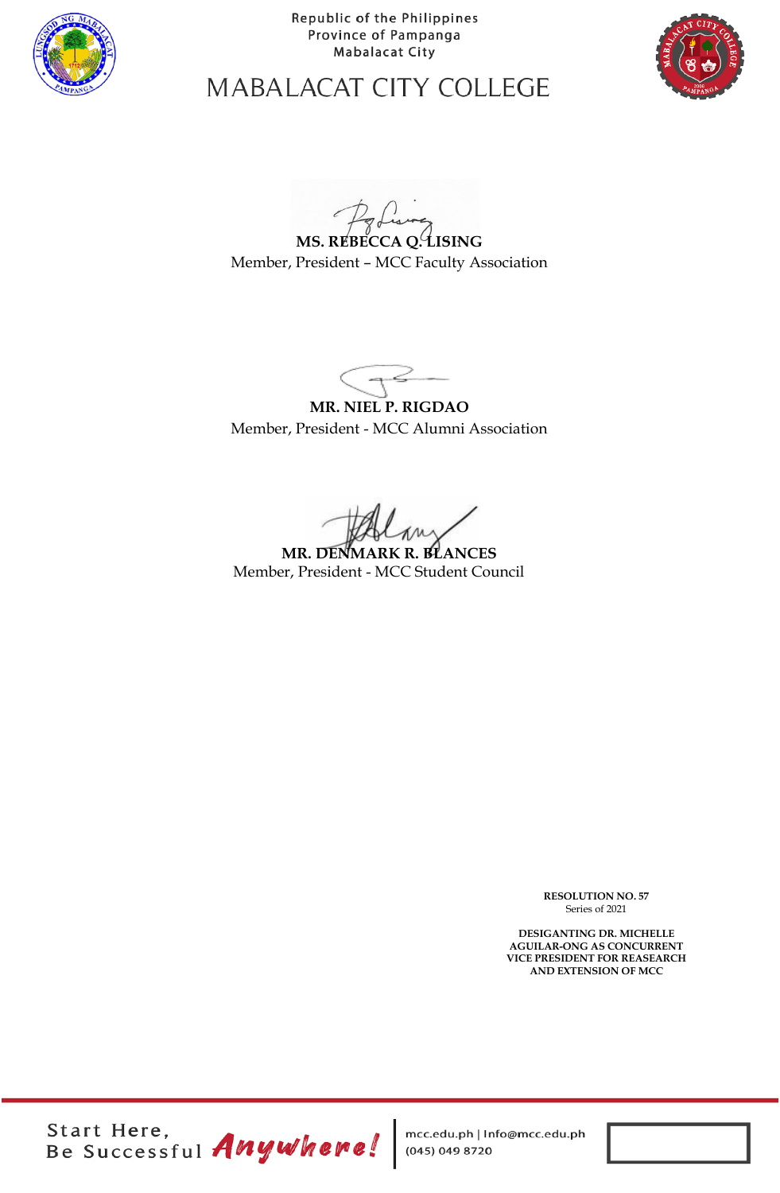**MS. REBECCA Q. LISING**
Member, President – MCC Faculty Association

**MR. NIEL P. RIGDAO**
Member, President - MCC Alumni Association

**MR. DENMARK R. BLANCES**
Member, President - MCC Student Council

**RESOLUTION NO. 57**
Series of 2021

**DESIGANTING DR. MICHELLE AGUILAR-ONG AS CONCURRENT VICE PRESIDENT FOR REASEARCH AND EXTENSION OF MCC**